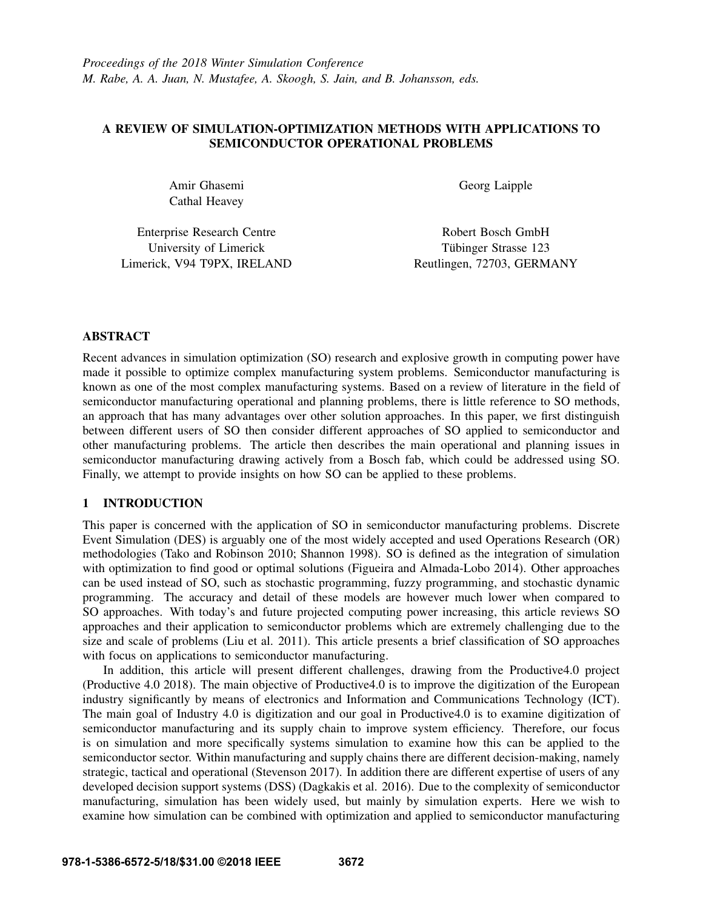*Proceedings of the 2018 Winter Simulation Conference*
*M. Rabe, A. A. Juan, N. Mustafee, A. Skoogh, S. Jain, and B. Johansson, eds.*

# A REVIEW OF SIMULATION-OPTIMIZATION METHODS WITH APPLICATIONS TO SEMICONDUCTOR OPERATIONAL PROBLEMS

Amir Ghasemi
Cathal Heavey

Enterprise Research Centre
University of Limerick
Limerick, V94 T9PX, IRELAND

Georg Laipple

Robert Bosch GmbH
Tübinger Strasse 123
Reutlingen, 72703, GERMANY

## ABSTRACT

Recent advances in simulation optimization (SO) research and explosive growth in computing power have made it possible to optimize complex manufacturing system problems. Semiconductor manufacturing is known as one of the most complex manufacturing systems. Based on a review of literature in the field of semiconductor manufacturing operational and planning problems, there is little reference to SO methods, an approach that has many advantages over other solution approaches. In this paper, we first distinguish between different users of SO then consider different approaches of SO applied to semiconductor and other manufacturing problems. The article then describes the main operational and planning issues in semiconductor manufacturing drawing actively from a Bosch fab, which could be addressed using SO. Finally, we attempt to provide insights on how SO can be applied to these problems.

## 1 INTRODUCTION

This paper is concerned with the application of SO in semiconductor manufacturing problems. Discrete Event Simulation (DES) is arguably one of the most widely accepted and used Operations Research (OR) methodologies (Tako and Robinson 2010; Shannon 1998). SO is defined as the integration of simulation with optimization to find good or optimal solutions (Figueira and Almada-Lobo 2014). Other approaches can be used instead of SO, such as stochastic programming, fuzzy programming, and stochastic dynamic programming. The accuracy and detail of these models are however much lower when compared to SO approaches. With today's and future projected computing power increasing, this article reviews SO approaches and their application to semiconductor problems which are extremely challenging due to the size and scale of problems (Liu et al. 2011). This article presents a brief classification of SO approaches with focus on applications to semiconductor manufacturing.

In addition, this article will present different challenges, drawing from the Productive4.0 project (Productive 4.0 2018). The main objective of Productive4.0 is to improve the digitization of the European industry significantly by means of electronics and Information and Communications Technology (ICT). The main goal of Industry 4.0 is digitization and our goal in Productive4.0 is to examine digitization of semiconductor manufacturing and its supply chain to improve system efficiency. Therefore, our focus is on simulation and more specifically systems simulation to examine how this can be applied to the semiconductor sector. Within manufacturing and supply chains there are different decision-making, namely strategic, tactical and operational (Stevenson 2017). In addition there are different expertise of users of any developed decision support systems (DSS) (Dagkakis et al. 2016). Due to the complexity of semiconductor manufacturing, simulation has been widely used, but mainly by simulation experts. Here we wish to examine how simulation can be combined with optimization and applied to semiconductor manufacturing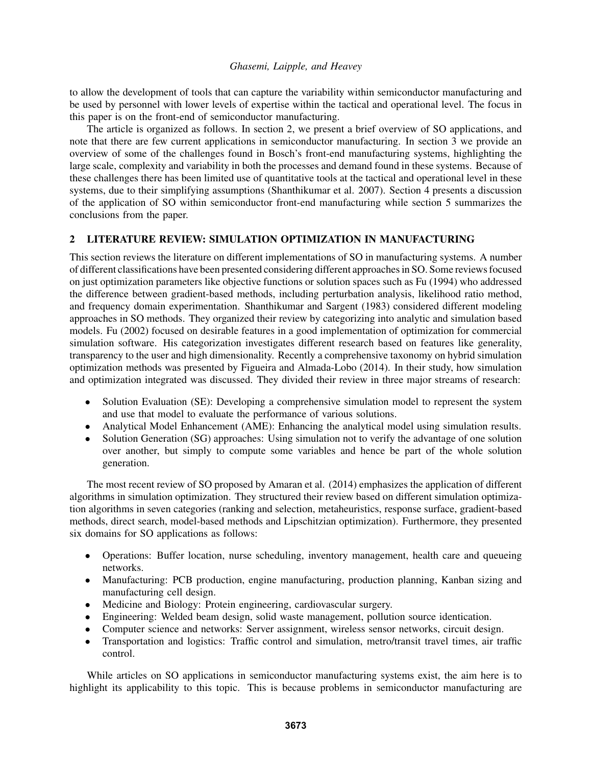to allow the development of tools that can capture the variability within semiconductor manufacturing and be used by personnel with lower levels of expertise within the tactical and operational level. The focus in this paper is on the front-end of semiconductor manufacturing.

The article is organized as follows. In section 2, we present a brief overview of SO applications, and note that there are few current applications in semiconductor manufacturing. In section 3 we provide an overview of some of the challenges found in Bosch's front-end manufacturing systems, highlighting the large scale, complexity and variability in both the processes and demand found in these systems. Because of these challenges there has been limited use of quantitative tools at the tactical and operational level in these systems, due to their simplifying assumptions (Shanthikumar et al. 2007). Section 4 presents a discussion of the application of SO within semiconductor front-end manufacturing while section 5 summarizes the conclusions from the paper.

## 2 LITERATURE REVIEW: SIMULATION OPTIMIZATION IN MANUFACTURING

This section reviews the literature on different implementations of SO in manufacturing systems. A number of different classifications have been presented considering different approaches in SO. Some reviews focused on just optimization parameters like objective functions or solution spaces such as Fu (1994) who addressed the difference between gradient-based methods, including perturbation analysis, likelihood ratio method, and frequency domain experimentation. Shanthikumar and Sargent (1983) considered different modeling approaches in SO methods. They organized their review by categorizing into analytic and simulation based models. Fu (2002) focused on desirable features in a good implementation of optimization for commercial simulation software. His categorization investigates different research based on features like generality, transparency to the user and high dimensionality. Recently a comprehensive taxonomy on hybrid simulation optimization methods was presented by Figueira and Almada-Lobo (2014). In their study, how simulation and optimization integrated was discussed. They divided their review in three major streams of research:

- Solution Evaluation (SE): Developing a comprehensive simulation model to represent the system and use that model to evaluate the performance of various solutions.
- Analytical Model Enhancement (AME): Enhancing the analytical model using simulation results.
- Solution Generation (SG) approaches: Using simulation not to verify the advantage of one solution over another, but simply to compute some variables and hence be part of the whole solution generation.

The most recent review of SO proposed by Amaran et al. (2014) emphasizes the application of different algorithms in simulation optimization. They structured their review based on different simulation optimization algorithms in seven categories (ranking and selection, metaheuristics, response surface, gradient-based methods, direct search, model-based methods and Lipschitzian optimization). Furthermore, they presented six domains for SO applications as follows:

- Operations: Buffer location, nurse scheduling, inventory management, health care and queueing networks.
- Manufacturing: PCB production, engine manufacturing, production planning, Kanban sizing and manufacturing cell design.
- Medicine and Biology: Protein engineering, cardiovascular surgery.
- Engineering: Welded beam design, solid waste management, pollution source identication.
- Computer science and networks: Server assignment, wireless sensor networks, circuit design.
- Transportation and logistics: Traffic control and simulation, metro/transit travel times, air traffic control.

While articles on SO applications in semiconductor manufacturing systems exist, the aim here is to highlight its applicability to this topic. This is because problems in semiconductor manufacturing are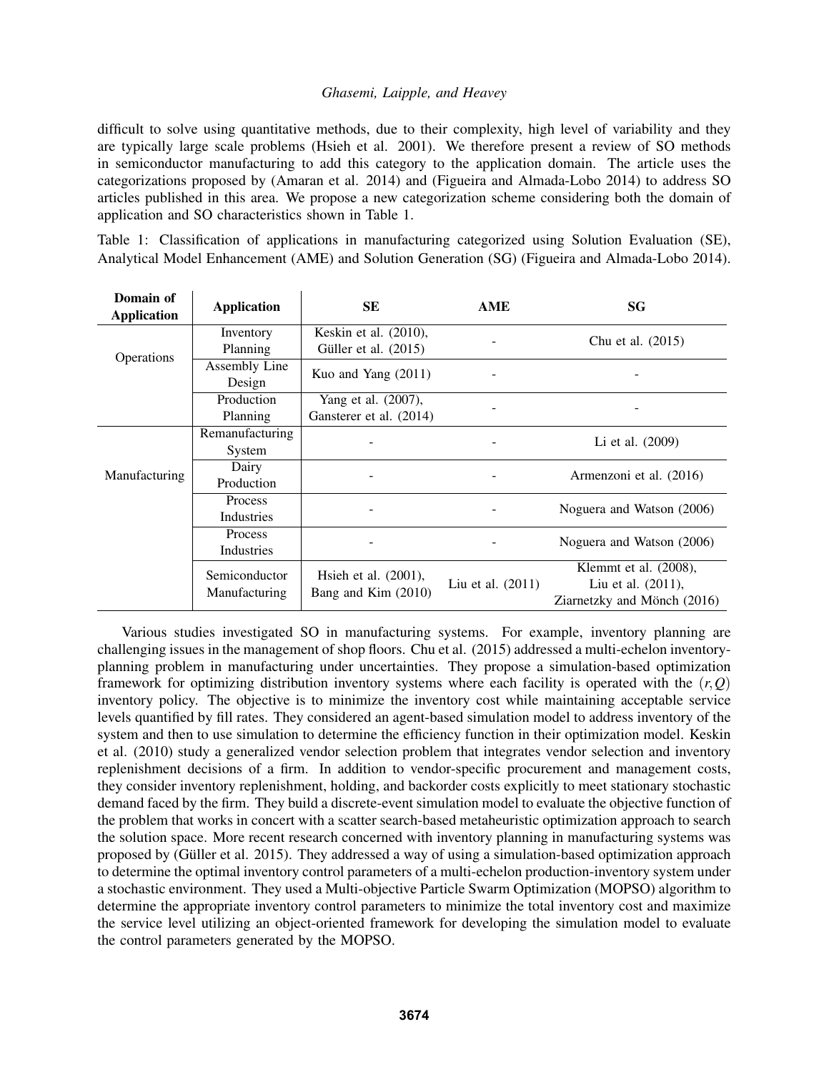difficult to solve using quantitative methods, due to their complexity, high level of variability and they are typically large scale problems (Hsieh et al. 2001). We therefore present a review of SO methods in semiconductor manufacturing to add this category to the application domain. The article uses the categorizations proposed by (Amaran et al. 2014) and (Figueira and Almada-Lobo 2014) to address SO articles published in this area. We propose a new categorization scheme considering both the domain of application and SO characteristics shown in Table 1.

Table 1: Classification of applications in manufacturing categorized using Solution Evaluation (SE), Analytical Model Enhancement (AME) and Solution Generation (SG) (Figueira and Almada-Lobo 2014).

| Domain of Application | Application | SE | AME | SG |
|---|---|---|---|---|
| Operations | Inventory Planning | Keskin et al. (2010), Güller et al. (2015) | - | Chu et al. (2015) |
| | Assembly Line Design | Kuo and Yang (2011) | - | - |
| | Production Planning | Yang et al. (2007), Gansterer et al. (2014) | - | - |
| Manufacturing | Remanufacturing System | - | - | Li et al. (2009) |
| | Dairy Production | - | - | Armenzoni et al. (2016) |
| | Process Industries | - | - | Noguera and Watson (2006) |
| | Process Industries | - | - | Noguera and Watson (2006) |
| | Semiconductor Manufacturing | Hsieh et al. (2001), Bang and Kim (2010) | Liu et al. (2011) | Klemmt et al. (2008), Liu et al. (2011), Ziarnetzky and Mönch (2016) |

Various studies investigated SO in manufacturing systems. For example, inventory planning are challenging issues in the management of shop floors. Chu et al. (2015) addressed a multi-echelon inventory-planning problem in manufacturing under uncertainties. They propose a simulation-based optimization framework for optimizing distribution inventory systems where each facility is operated with the $(r,Q)$ inventory policy. The objective is to minimize the inventory cost while maintaining acceptable service levels quantified by fill rates. They considered an agent-based simulation model to address inventory of the system and then to use simulation to determine the efficiency function in their optimization model. Keskin et al. (2010) study a generalized vendor selection problem that integrates vendor selection and inventory replenishment decisions of a firm. In addition to vendor-specific procurement and management costs, they consider inventory replenishment, holding, and backorder costs explicitly to meet stationary stochastic demand faced by the firm. They build a discrete-event simulation model to evaluate the objective function of the problem that works in concert with a scatter search-based metaheuristic optimization approach to search the solution space. More recent research concerned with inventory planning in manufacturing systems was proposed by (Güller et al. 2015). They addressed a way of using a simulation-based optimization approach to determine the optimal inventory control parameters of a multi-echelon production-inventory system under a stochastic environment. They used a Multi-objective Particle Swarm Optimization (MOPSO) algorithm to determine the appropriate inventory control parameters to minimize the total inventory cost and maximize the service level utilizing an object-oriented framework for developing the simulation model to evaluate the control parameters generated by the MOPSO.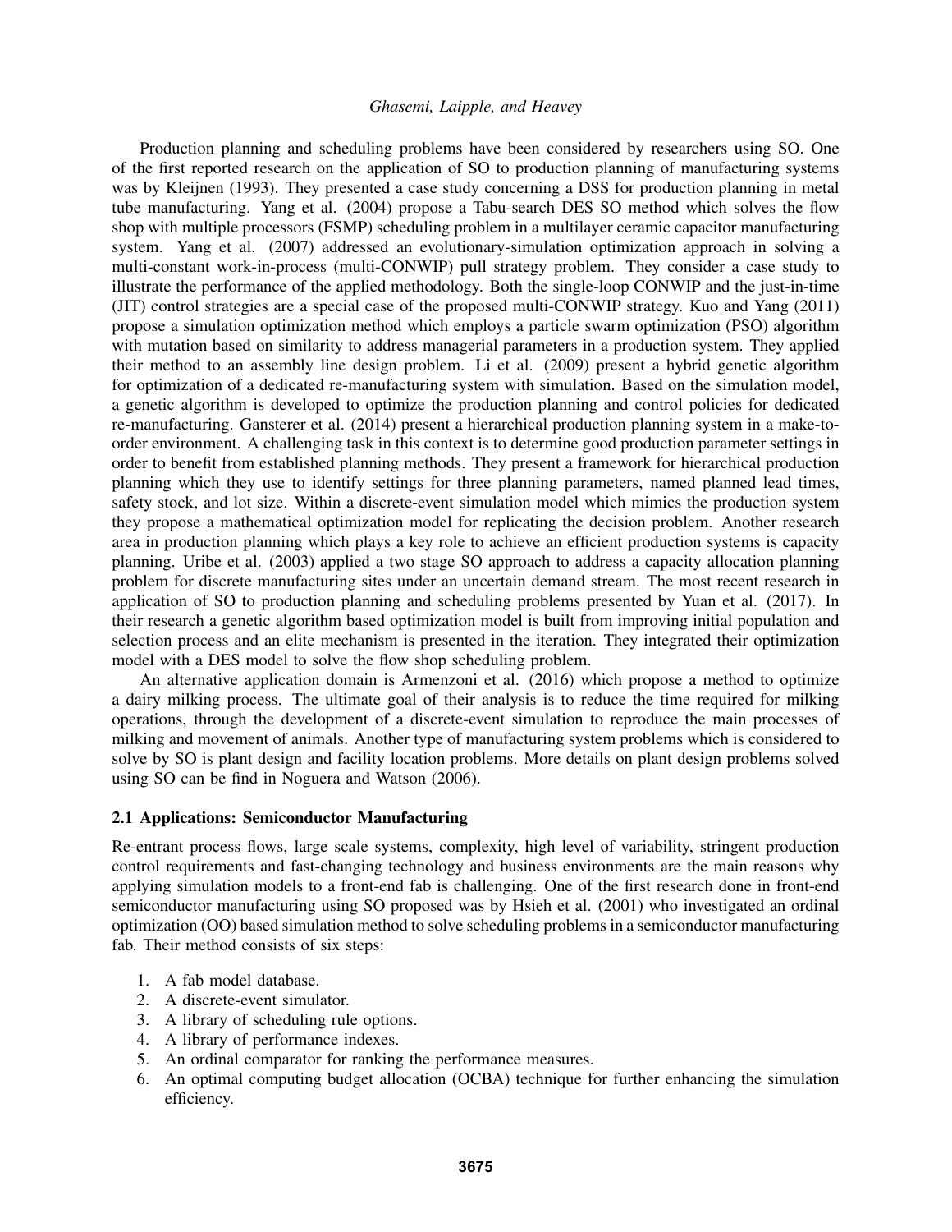Production planning and scheduling problems have been considered by researchers using SO. One of the first reported research on the application of SO to production planning of manufacturing systems was by Kleijnen (1993). They presented a case study concerning a DSS for production planning in metal tube manufacturing. Yang et al. (2004) propose a Tabu-search DES SO method which solves the flow shop with multiple processors (FSMP) scheduling problem in a multilayer ceramic capacitor manufacturing system. Yang et al. (2007) addressed an evolutionary-simulation optimization approach in solving a multi-constant work-in-process (multi-CONWIP) pull strategy problem. They consider a case study to illustrate the performance of the applied methodology. Both the single-loop CONWIP and the just-in-time (JIT) control strategies are a special case of the proposed multi-CONWIP strategy. Kuo and Yang (2011) propose a simulation optimization method which employs a particle swarm optimization (PSO) algorithm with mutation based on similarity to address managerial parameters in a production system. They applied their method to an assembly line design problem. Li et al. (2009) present a hybrid genetic algorithm for optimization of a dedicated re-manufacturing system with simulation. Based on the simulation model, a genetic algorithm is developed to optimize the production planning and control policies for dedicated re-manufacturing. Gansterer et al. (2014) present a hierarchical production planning system in a make-to-order environment. A challenging task in this context is to determine good production parameter settings in order to benefit from established planning methods. They present a framework for hierarchical production planning which they use to identify settings for three planning parameters, named planned lead times, safety stock, and lot size. Within a discrete-event simulation model which mimics the production system they propose a mathematical optimization model for replicating the decision problem. Another research area in production planning which plays a key role to achieve an efficient production systems is capacity planning. Uribe et al. (2003) applied a two stage SO approach to address a capacity allocation planning problem for discrete manufacturing sites under an uncertain demand stream. The most recent research in application of SO to production planning and scheduling problems presented by Yuan et al. (2017). In their research a genetic algorithm based optimization model is built from improving initial population and selection process and an elite mechanism is presented in the iteration. They integrated their optimization model with a DES model to solve the flow shop scheduling problem.

An alternative application domain is Armenzoni et al. (2016) which propose a method to optimize a dairy milking process. The ultimate goal of their analysis is to reduce the time required for milking operations, through the development of a discrete-event simulation to reproduce the main processes of milking and movement of animals. Another type of manufacturing system problems which is considered to solve by SO is plant design and facility location problems. More details on plant design problems solved using SO can be find in Noguera and Watson (2006).

### 2.1 Applications: Semiconductor Manufacturing

Re-entrant process flows, large scale systems, complexity, high level of variability, stringent production control requirements and fast-changing technology and business environments are the main reasons why applying simulation models to a front-end fab is challenging. One of the first research done in front-end semiconductor manufacturing using SO proposed was by Hsieh et al. (2001) who investigated an ordinal optimization (OO) based simulation method to solve scheduling problems in a semiconductor manufacturing fab. Their method consists of six steps:

1. A fab model database.
2. A discrete-event simulator.
3. A library of scheduling rule options.
4. A library of performance indexes.
5. An ordinal comparator for ranking the performance measures.
6. An optimal computing budget allocation (OCBA) technique for further enhancing the simulation efficiency.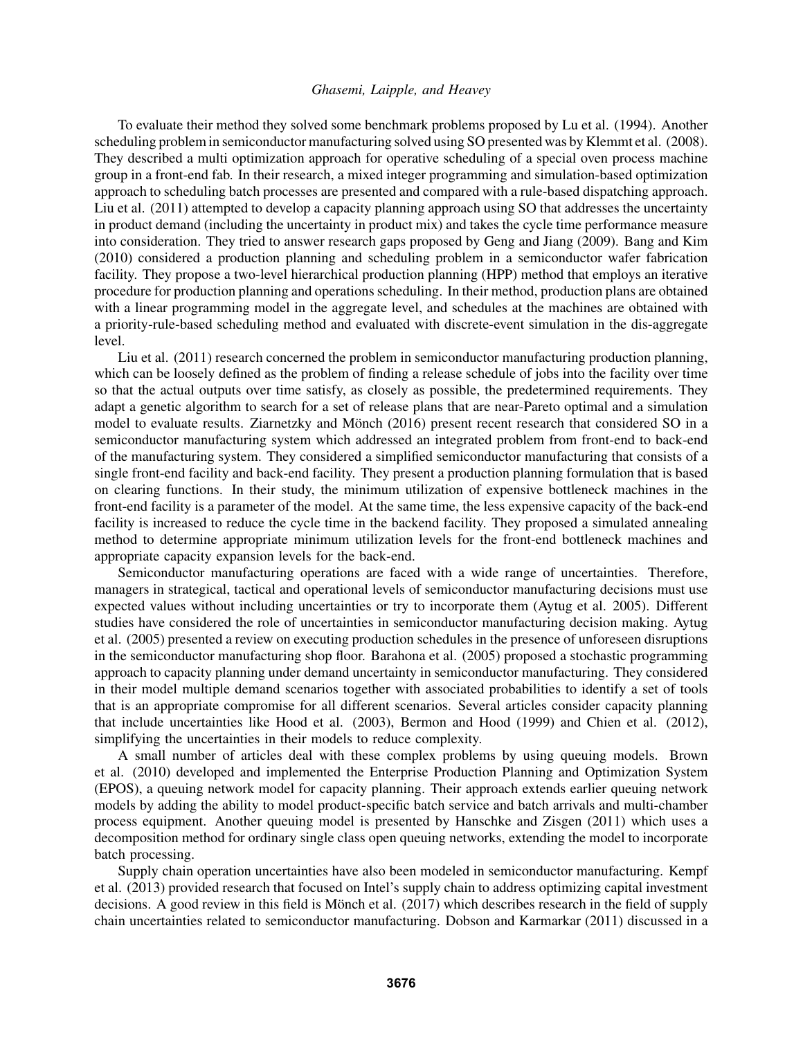To evaluate their method they solved some benchmark problems proposed by Lu et al. (1994). Another scheduling problem in semiconductor manufacturing solved using SO presented was by Klemmt et al. (2008). They described a multi optimization approach for operative scheduling of a special oven process machine group in a front-end fab. In their research, a mixed integer programming and simulation-based optimization approach to scheduling batch processes are presented and compared with a rule-based dispatching approach. Liu et al. (2011) attempted to develop a capacity planning approach using SO that addresses the uncertainty in product demand (including the uncertainty in product mix) and takes the cycle time performance measure into consideration. They tried to answer research gaps proposed by Geng and Jiang (2009). Bang and Kim (2010) considered a production planning and scheduling problem in a semiconductor wafer fabrication facility. They propose a two-level hierarchical production planning (HPP) method that employs an iterative procedure for production planning and operations scheduling. In their method, production plans are obtained with a linear programming model in the aggregate level, and schedules at the machines are obtained with a priority-rule-based scheduling method and evaluated with discrete-event simulation in the dis-aggregate level.

Liu et al. (2011) research concerned the problem in semiconductor manufacturing production planning, which can be loosely defined as the problem of finding a release schedule of jobs into the facility over time so that the actual outputs over time satisfy, as closely as possible, the predetermined requirements. They adapt a genetic algorithm to search for a set of release plans that are near-Pareto optimal and a simulation model to evaluate results. Ziarnetzky and Mönch (2016) present recent research that considered SO in a semiconductor manufacturing system which addressed an integrated problem from front-end to back-end of the manufacturing system. They considered a simplified semiconductor manufacturing that consists of a single front-end facility and back-end facility. They present a production planning formulation that is based on clearing functions. In their study, the minimum utilization of expensive bottleneck machines in the front-end facility is a parameter of the model. At the same time, the less expensive capacity of the back-end facility is increased to reduce the cycle time in the backend facility. They proposed a simulated annealing method to determine appropriate minimum utilization levels for the front-end bottleneck machines and appropriate capacity expansion levels for the back-end.

Semiconductor manufacturing operations are faced with a wide range of uncertainties. Therefore, managers in strategical, tactical and operational levels of semiconductor manufacturing decisions must use expected values without including uncertainties or try to incorporate them (Aytug et al. 2005). Different studies have considered the role of uncertainties in semiconductor manufacturing decision making. Aytug et al. (2005) presented a review on executing production schedules in the presence of unforeseen disruptions in the semiconductor manufacturing shop floor. Barahona et al. (2005) proposed a stochastic programming approach to capacity planning under demand uncertainty in semiconductor manufacturing. They considered in their model multiple demand scenarios together with associated probabilities to identify a set of tools that is an appropriate compromise for all different scenarios. Several articles consider capacity planning that include uncertainties like Hood et al. (2003), Bermon and Hood (1999) and Chien et al. (2012), simplifying the uncertainties in their models to reduce complexity.

A small number of articles deal with these complex problems by using queuing models. Brown et al. (2010) developed and implemented the Enterprise Production Planning and Optimization System (EPOS), a queuing network model for capacity planning. Their approach extends earlier queuing network models by adding the ability to model product-specific batch service and batch arrivals and multi-chamber process equipment. Another queuing model is presented by Hanschke and Zisgen (2011) which uses a decomposition method for ordinary single class open queuing networks, extending the model to incorporate batch processing.

Supply chain operation uncertainties have also been modeled in semiconductor manufacturing. Kempf et al. (2013) provided research that focused on Intel's supply chain to address optimizing capital investment decisions. A good review in this field is Mönch et al. (2017) which describes research in the field of supply chain uncertainties related to semiconductor manufacturing. Dobson and Karmarkar (2011) discussed in a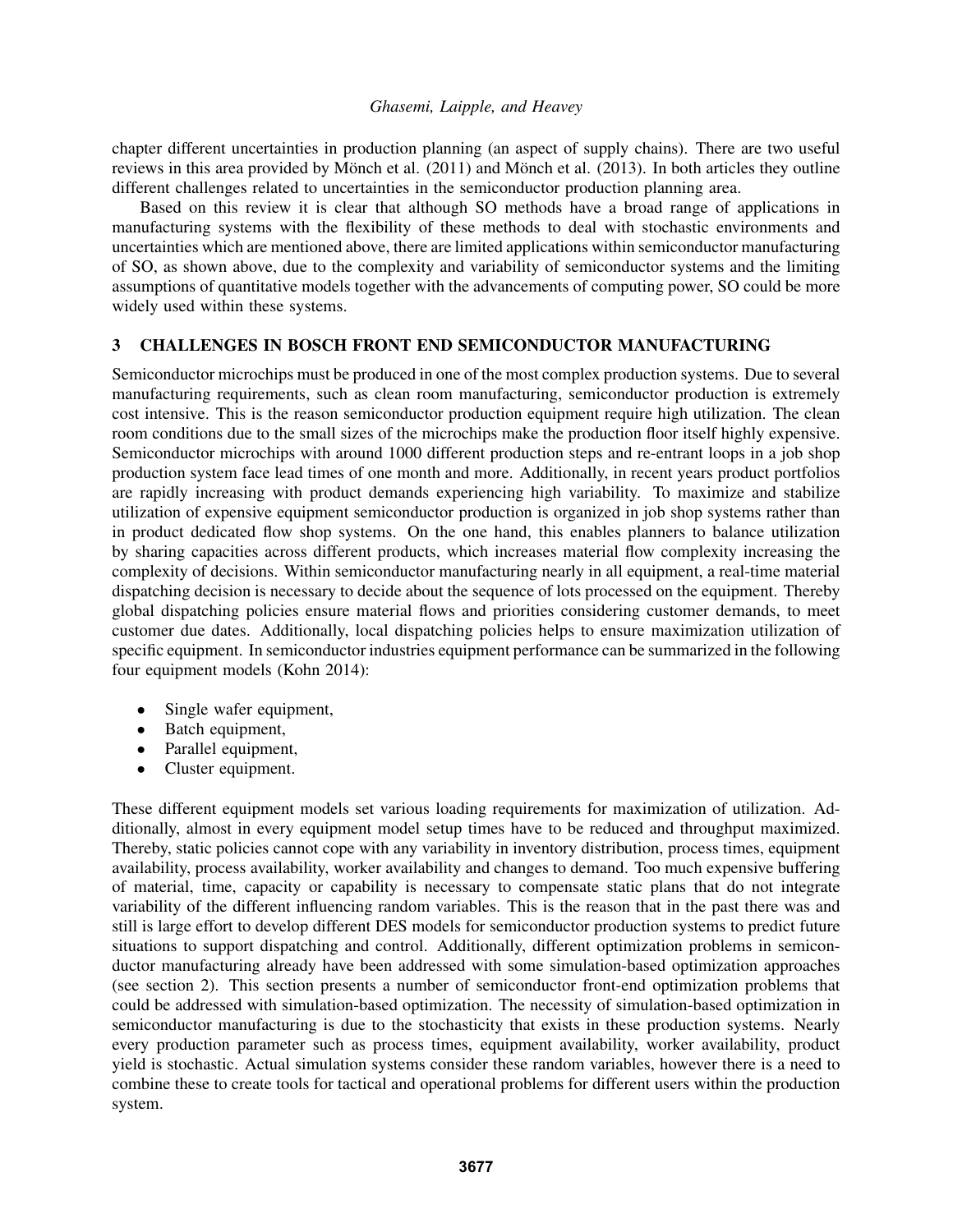chapter different uncertainties in production planning (an aspect of supply chains). There are two useful reviews in this area provided by Mönch et al. (2011) and Mönch et al. (2013). In both articles they outline different challenges related to uncertainties in the semiconductor production planning area.

Based on this review it is clear that although SO methods have a broad range of applications in manufacturing systems with the flexibility of these methods to deal with stochastic environments and uncertainties which are mentioned above, there are limited applications within semiconductor manufacturing of SO, as shown above, due to the complexity and variability of semiconductor systems and the limiting assumptions of quantitative models together with the advancements of computing power, SO could be more widely used within these systems.

## 3 CHALLENGES IN BOSCH FRONT END SEMICONDUCTOR MANUFACTURING

Semiconductor microchips must be produced in one of the most complex production systems. Due to several manufacturing requirements, such as clean room manufacturing, semiconductor production is extremely cost intensive. This is the reason semiconductor production equipment require high utilization. The clean room conditions due to the small sizes of the microchips make the production floor itself highly expensive. Semiconductor microchips with around 1000 different production steps and re-entrant loops in a job shop production system face lead times of one month and more. Additionally, in recent years product portfolios are rapidly increasing with product demands experiencing high variability. To maximize and stabilize utilization of expensive equipment semiconductor production is organized in job shop systems rather than in product dedicated flow shop systems. On the one hand, this enables planners to balance utilization by sharing capacities across different products, which increases material flow complexity increasing the complexity of decisions. Within semiconductor manufacturing nearly in all equipment, a real-time material dispatching decision is necessary to decide about the sequence of lots processed on the equipment. Thereby global dispatching policies ensure material flows and priorities considering customer demands, to meet customer due dates. Additionally, local dispatching policies helps to ensure maximization utilization of specific equipment. In semiconductor industries equipment performance can be summarized in the following four equipment models (Kohn 2014):

- Single wafer equipment,
- Batch equipment,
- Parallel equipment,
- Cluster equipment.

These different equipment models set various loading requirements for maximization of utilization. Additionally, almost in every equipment model setup times have to be reduced and throughput maximized. Thereby, static policies cannot cope with any variability in inventory distribution, process times, equipment availability, process availability, worker availability and changes to demand. Too much expensive buffering of material, time, capacity or capability is necessary to compensate static plans that do not integrate variability of the different influencing random variables. This is the reason that in the past there was and still is large effort to develop different DES models for semiconductor production systems to predict future situations to support dispatching and control. Additionally, different optimization problems in semiconductor manufacturing already have been addressed with some simulation-based optimization approaches (see section 2). This section presents a number of semiconductor front-end optimization problems that could be addressed with simulation-based optimization. The necessity of simulation-based optimization in semiconductor manufacturing is due to the stochasticity that exists in these production systems. Nearly every production parameter such as process times, equipment availability, worker availability, product yield is stochastic. Actual simulation systems consider these random variables, however there is a need to combine these to create tools for tactical and operational problems for different users within the production system.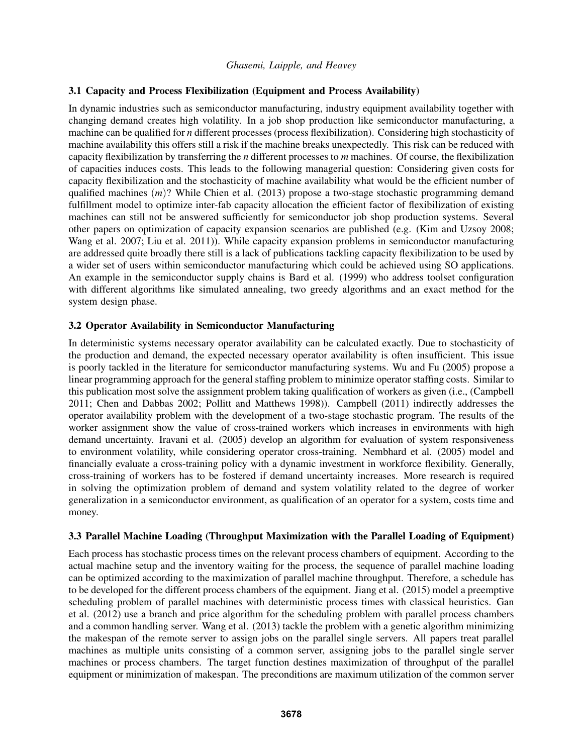### 3.1 Capacity and Process Flexibilization (Equipment and Process Availability)

In dynamic industries such as semiconductor manufacturing, industry equipment availability together with changing demand creates high volatility. In a job shop production like semiconductor manufacturing, a machine can be qualified for *n* different processes (process flexibilization). Considering high stochasticity of machine availability this offers still a risk if the machine breaks unexpectedly. This risk can be reduced with capacity flexibilization by transferring the *n* different processes to *m* machines. Of course, the flexibilization of capacities induces costs. This leads to the following managerial question: Considering given costs for capacity flexibilization and the stochasticity of machine availability what would be the efficient number of qualified machines $(m)$? While Chien et al. (2013) propose a two-stage stochastic programming demand fulfillment model to optimize inter-fab capacity allocation the efficient factor of flexibilization of existing machines can still not be answered sufficiently for semiconductor job shop production systems. Several other papers on optimization of capacity expansion scenarios are published (e.g. (Kim and Uzsoy 2008; Wang et al. 2007; Liu et al. 2011)). While capacity expansion problems in semiconductor manufacturing are addressed quite broadly there still is a lack of publications tackling capacity flexibilization to be used by a wider set of users within semiconductor manufacturing which could be achieved using SO applications. An example in the semiconductor supply chains is Bard et al. (1999) who address toolset configuration with different algorithms like simulated annealing, two greedy algorithms and an exact method for the system design phase.

### 3.2 Operator Availability in Semiconductor Manufacturing

In deterministic systems necessary operator availability can be calculated exactly. Due to stochasticity of the production and demand, the expected necessary operator availability is often insufficient. This issue is poorly tackled in the literature for semiconductor manufacturing systems. Wu and Fu (2005) propose a linear programming approach for the general staffing problem to minimize operator staffing costs. Similar to this publication most solve the assignment problem taking qualification of workers as given (i.e., (Campbell 2011; Chen and Dabbas 2002; Pollitt and Matthews 1998)). Campbell (2011) indirectly addresses the operator availability problem with the development of a two-stage stochastic program. The results of the worker assignment show the value of cross-trained workers which increases in environments with high demand uncertainty. Iravani et al. (2005) develop an algorithm for evaluation of system responsiveness to environment volatility, while considering operator cross-training. Nembhard et al. (2005) model and financially evaluate a cross-training policy with a dynamic investment in workforce flexibility. Generally, cross-training of workers has to be fostered if demand uncertainty increases. More research is required in solving the optimization problem of demand and system volatility related to the degree of worker generalization in a semiconductor environment, as qualification of an operator for a system, costs time and money.

### 3.3 Parallel Machine Loading (Throughput Maximization with the Parallel Loading of Equipment)

Each process has stochastic process times on the relevant process chambers of equipment. According to the actual machine setup and the inventory waiting for the process, the sequence of parallel machine loading can be optimized according to the maximization of parallel machine throughput. Therefore, a schedule has to be developed for the different process chambers of the equipment. Jiang et al. (2015) model a preemptive scheduling problem of parallel machines with deterministic process times with classical heuristics. Gan et al. (2012) use a branch and price algorithm for the scheduling problem with parallel process chambers and a common handling server. Wang et al. (2013) tackle the problem with a genetic algorithm minimizing the makespan of the remote server to assign jobs on the parallel single servers. All papers treat parallel machines as multiple units consisting of a common server, assigning jobs to the parallel single server machines or process chambers. The target function destines maximization of throughput of the parallel equipment or minimization of makespan. The preconditions are maximum utilization of the common server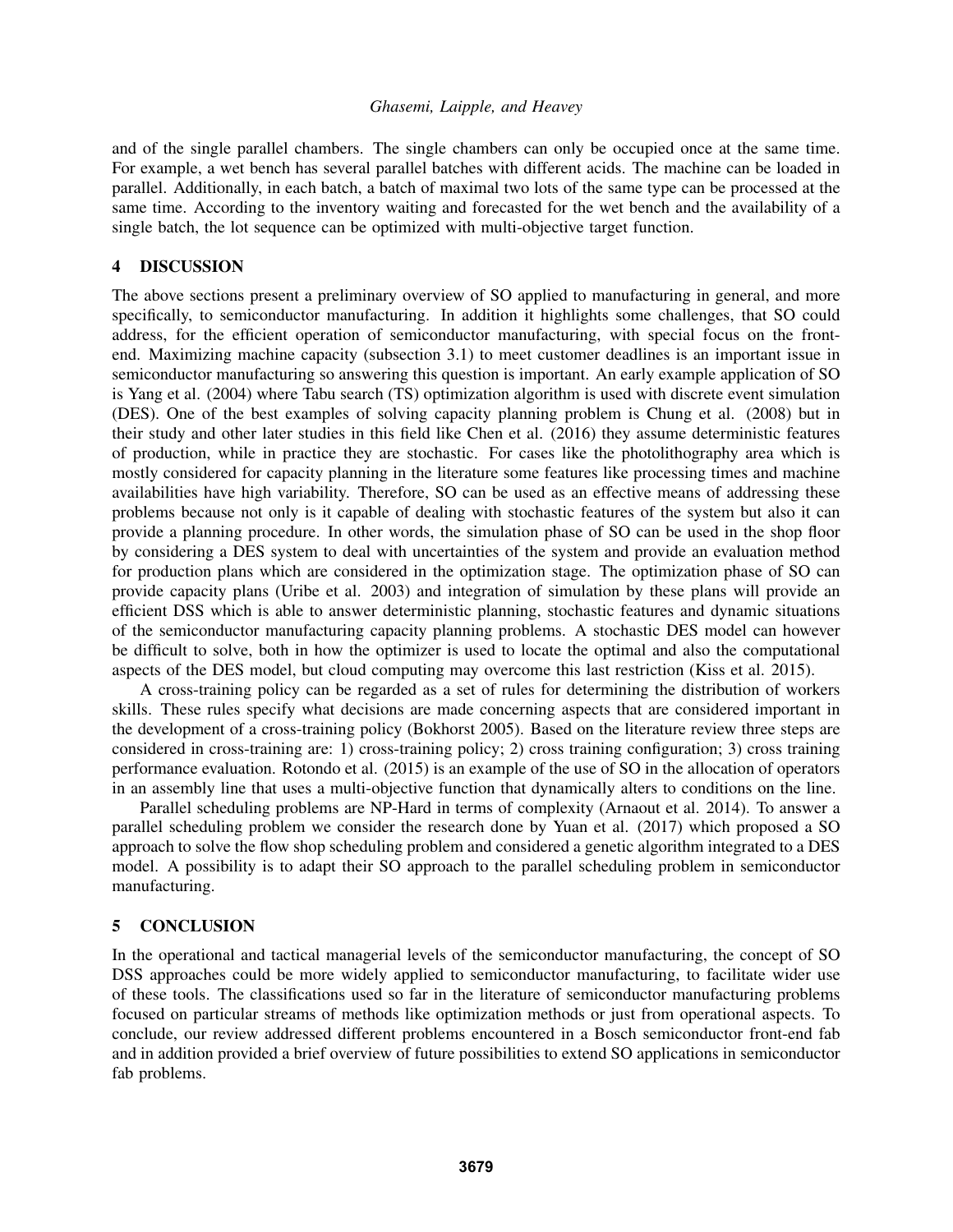and of the single parallel chambers. The single chambers can only be occupied once at the same time. For example, a wet bench has several parallel batches with different acids. The machine can be loaded in parallel. Additionally, in each batch, a batch of maximal two lots of the same type can be processed at the same time. According to the inventory waiting and forecasted for the wet bench and the availability of a single batch, the lot sequence can be optimized with multi-objective target function.

## 4 DISCUSSION

The above sections present a preliminary overview of SO applied to manufacturing in general, and more specifically, to semiconductor manufacturing. In addition it highlights some challenges, that SO could address, for the efficient operation of semiconductor manufacturing, with special focus on the front-end. Maximizing machine capacity (subsection 3.1) to meet customer deadlines is an important issue in semiconductor manufacturing so answering this question is important. An early example application of SO is Yang et al. (2004) where Tabu search (TS) optimization algorithm is used with discrete event simulation (DES). One of the best examples of solving capacity planning problem is Chung et al. (2008) but in their study and other later studies in this field like Chen et al. (2016) they assume deterministic features of production, while in practice they are stochastic. For cases like the photolithography area which is mostly considered for capacity planning in the literature some features like processing times and machine availabilities have high variability. Therefore, SO can be used as an effective means of addressing these problems because not only is it capable of dealing with stochastic features of the system but also it can provide a planning procedure. In other words, the simulation phase of SO can be used in the shop floor by considering a DES system to deal with uncertainties of the system and provide an evaluation method for production plans which are considered in the optimization stage. The optimization phase of SO can provide capacity plans (Uribe et al. 2003) and integration of simulation by these plans will provide an efficient DSS which is able to answer deterministic planning, stochastic features and dynamic situations of the semiconductor manufacturing capacity planning problems. A stochastic DES model can however be difficult to solve, both in how the optimizer is used to locate the optimal and also the computational aspects of the DES model, but cloud computing may overcome this last restriction (Kiss et al. 2015).

A cross-training policy can be regarded as a set of rules for determining the distribution of workers skills. These rules specify what decisions are made concerning aspects that are considered important in the development of a cross-training policy (Bokhorst 2005). Based on the literature review three steps are considered in cross-training are: 1) cross-training policy; 2) cross training configuration; 3) cross training performance evaluation. Rotondo et al. (2015) is an example of the use of SO in the allocation of operators in an assembly line that uses a multi-objective function that dynamically alters to conditions on the line.

Parallel scheduling problems are NP-Hard in terms of complexity (Arnaout et al. 2014). To answer a parallel scheduling problem we consider the research done by Yuan et al. (2017) which proposed a SO approach to solve the flow shop scheduling problem and considered a genetic algorithm integrated to a DES model. A possibility is to adapt their SO approach to the parallel scheduling problem in semiconductor manufacturing.

## 5 CONCLUSION

In the operational and tactical managerial levels of the semiconductor manufacturing, the concept of SO DSS approaches could be more widely applied to semiconductor manufacturing, to facilitate wider use of these tools. The classifications used so far in the literature of semiconductor manufacturing problems focused on particular streams of methods like optimization methods or just from operational aspects. To conclude, our review addressed different problems encountered in a Bosch semiconductor front-end fab and in addition provided a brief overview of future possibilities to extend SO applications in semiconductor fab problems.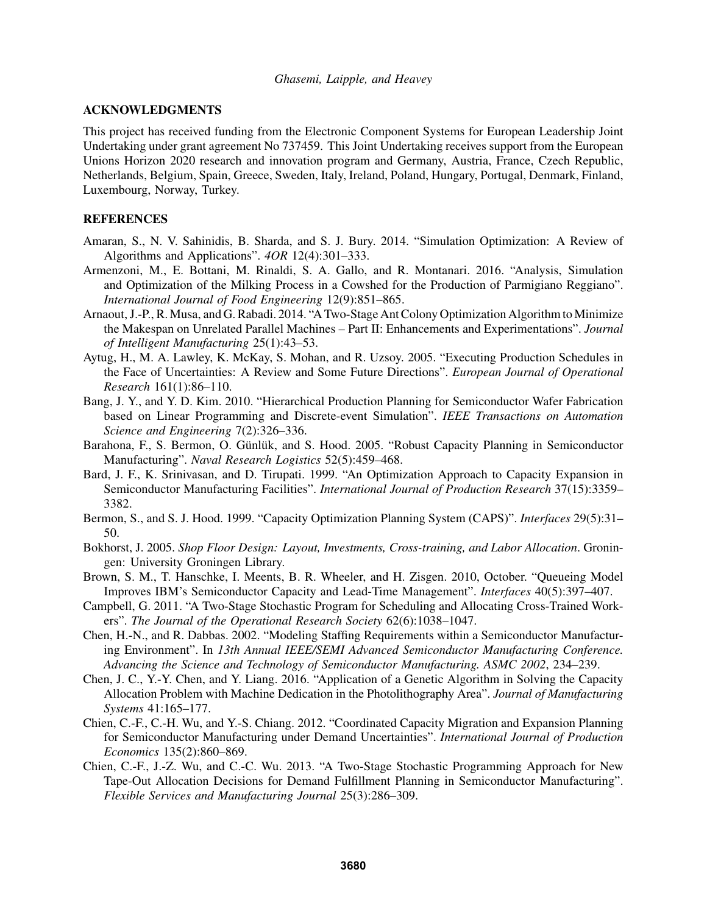## ACKNOWLEDGMENTS

This project has received funding from the Electronic Component Systems for European Leadership Joint Undertaking under grant agreement No 737459. This Joint Undertaking receives support from the European Unions Horizon 2020 research and innovation program and Germany, Austria, France, Czech Republic, Netherlands, Belgium, Spain, Greece, Sweden, Italy, Ireland, Poland, Hungary, Portugal, Denmark, Finland, Luxembourg, Norway, Turkey.

## REFERENCES

Amaran, S., N. V. Sahinidis, B. Sharda, and S. J. Bury. 2014. "Simulation Optimization: A Review of Algorithms and Applications". *4OR* 12(4):301–333.

Armenzoni, M., E. Bottani, M. Rinaldi, S. A. Gallo, and R. Montanari. 2016. "Analysis, Simulation and Optimization of the Milking Process in a Cowshed for the Production of Parmigiano Reggiano". *International Journal of Food Engineering* 12(9):851–865.

Arnaout, J.-P., R. Musa, and G. Rabadi. 2014. "A Two-Stage Ant Colony Optimization Algorithm to Minimize the Makespan on Unrelated Parallel Machines – Part II: Enhancements and Experimentations". *Journal of Intelligent Manufacturing* 25(1):43–53.

Aytug, H., M. A. Lawley, K. McKay, S. Mohan, and R. Uzsoy. 2005. "Executing Production Schedules in the Face of Uncertainties: A Review and Some Future Directions". *European Journal of Operational Research* 161(1):86–110.

Bang, J. Y., and Y. D. Kim. 2010. "Hierarchical Production Planning for Semiconductor Wafer Fabrication based on Linear Programming and Discrete-event Simulation". *IEEE Transactions on Automation Science and Engineering* 7(2):326–336.

Barahona, F., S. Bermon, O. Günlük, and S. Hood. 2005. "Robust Capacity Planning in Semiconductor Manufacturing". *Naval Research Logistics* 52(5):459–468.

Bard, J. F., K. Srinivasan, and D. Tirupati. 1999. "An Optimization Approach to Capacity Expansion in Semiconductor Manufacturing Facilities". *International Journal of Production Research* 37(15):3359–3382.

Bermon, S., and S. J. Hood. 1999. "Capacity Optimization Planning System (CAPS)". *Interfaces* 29(5):31–50.

Bokhorst, J. 2005. *Shop Floor Design: Layout, Investments, Cross-training, and Labor Allocation*. Groningen: University Groningen Library.

Brown, S. M., T. Hanschke, I. Meents, B. R. Wheeler, and H. Zisgen. 2010, October. "Queueing Model Improves IBM's Semiconductor Capacity and Lead-Time Management". *Interfaces* 40(5):397–407.

Campbell, G. 2011. "A Two-Stage Stochastic Program for Scheduling and Allocating Cross-Trained Workers". *The Journal of the Operational Research Society* 62(6):1038–1047.

Chen, H.-N., and R. Dabbas. 2002. "Modeling Staffing Requirements within a Semiconductor Manufacturing Environment". In *13th Annual IEEE/SEMI Advanced Semiconductor Manufacturing Conference. Advancing the Science and Technology of Semiconductor Manufacturing. ASMC 2002*, 234–239.

Chen, J. C., Y.-Y. Chen, and Y. Liang. 2016. "Application of a Genetic Algorithm in Solving the Capacity Allocation Problem with Machine Dedication in the Photolithography Area". *Journal of Manufacturing Systems* 41:165–177.

Chien, C.-F., C.-H. Wu, and Y.-S. Chiang. 2012. "Coordinated Capacity Migration and Expansion Planning for Semiconductor Manufacturing under Demand Uncertainties". *International Journal of Production Economics* 135(2):860–869.

Chien, C.-F., J.-Z. Wu, and C.-C. Wu. 2013. "A Two-Stage Stochastic Programming Approach for New Tape-Out Allocation Decisions for Demand Fulfillment Planning in Semiconductor Manufacturing". *Flexible Services and Manufacturing Journal* 25(3):286–309.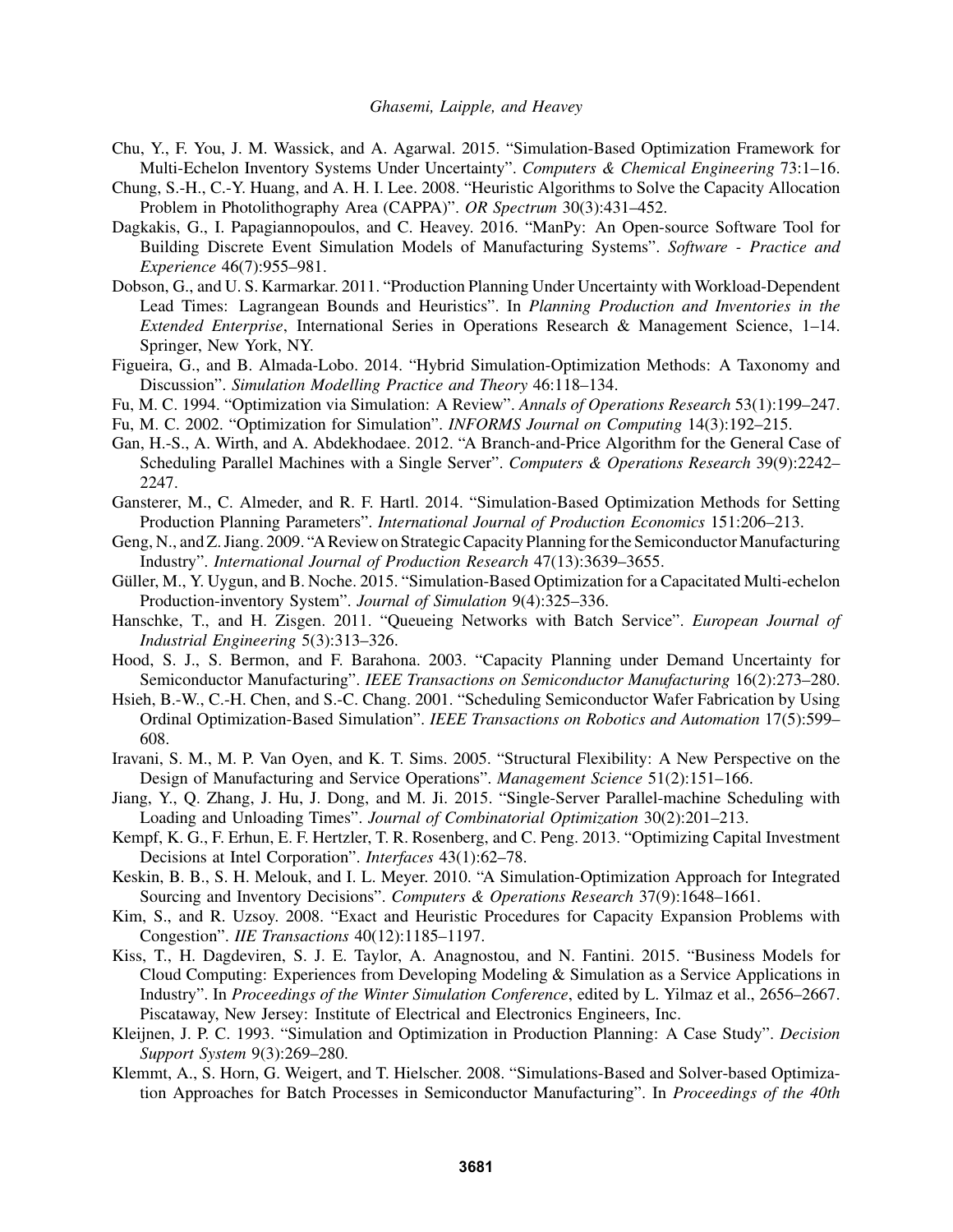Chu, Y., F. You, J. M. Wassick, and A. Agarwal. 2015. "Simulation-Based Optimization Framework for Multi-Echelon Inventory Systems Under Uncertainty". *Computers & Chemical Engineering* 73:1–16.

Chung, S.-H., C.-Y. Huang, and A. H. I. Lee. 2008. "Heuristic Algorithms to Solve the Capacity Allocation Problem in Photolithography Area (CAPPA)". *OR Spectrum* 30(3):431–452.

Dagkakis, G., I. Papagiannopoulos, and C. Heavey. 2016. "ManPy: An Open-source Software Tool for Building Discrete Event Simulation Models of Manufacturing Systems". *Software - Practice and Experience* 46(7):955–981.

Dobson, G., and U. S. Karmarkar. 2011. "Production Planning Under Uncertainty with Workload-Dependent Lead Times: Lagrangean Bounds and Heuristics". In *Planning Production and Inventories in the Extended Enterprise*, International Series in Operations Research & Management Science, 1–14. Springer, New York, NY.

Figueira, G., and B. Almada-Lobo. 2014. "Hybrid Simulation-Optimization Methods: A Taxonomy and Discussion". *Simulation Modelling Practice and Theory* 46:118–134.

Fu, M. C. 1994. "Optimization via Simulation: A Review". *Annals of Operations Research* 53(1):199–247.

Fu, M. C. 2002. "Optimization for Simulation". *INFORMS Journal on Computing* 14(3):192–215.

Gan, H.-S., A. Wirth, and A. Abdekhodaee. 2012. "A Branch-and-Price Algorithm for the General Case of Scheduling Parallel Machines with a Single Server". *Computers & Operations Research* 39(9):2242–2247.

Gansterer, M., C. Almeder, and R. F. Hartl. 2014. "Simulation-Based Optimization Methods for Setting Production Planning Parameters". *International Journal of Production Economics* 151:206–213.

Geng, N., and Z. Jiang. 2009. "A Review on Strategic Capacity Planning for the Semiconductor Manufacturing Industry". *International Journal of Production Research* 47(13):3639–3655.

Güller, M., Y. Uygun, and B. Noche. 2015. "Simulation-Based Optimization for a Capacitated Multi-echelon Production-inventory System". *Journal of Simulation* 9(4):325–336.

Hanschke, T., and H. Zisgen. 2011. "Queueing Networks with Batch Service". *European Journal of Industrial Engineering* 5(3):313–326.

Hood, S. J., S. Bermon, and F. Barahona. 2003. "Capacity Planning under Demand Uncertainty for Semiconductor Manufacturing". *IEEE Transactions on Semiconductor Manufacturing* 16(2):273–280.

Hsieh, B.-W., C.-H. Chen, and S.-C. Chang. 2001. "Scheduling Semiconductor Wafer Fabrication by Using Ordinal Optimization-Based Simulation". *IEEE Transactions on Robotics and Automation* 17(5):599–608.

Iravani, S. M., M. P. Van Oyen, and K. T. Sims. 2005. "Structural Flexibility: A New Perspective on the Design of Manufacturing and Service Operations". *Management Science* 51(2):151–166.

Jiang, Y., Q. Zhang, J. Hu, J. Dong, and M. Ji. 2015. "Single-Server Parallel-machine Scheduling with Loading and Unloading Times". *Journal of Combinatorial Optimization* 30(2):201–213.

Kempf, K. G., F. Erhun, E. F. Hertzler, T. R. Rosenberg, and C. Peng. 2013. "Optimizing Capital Investment Decisions at Intel Corporation". *Interfaces* 43(1):62–78.

Keskin, B. B., S. H. Melouk, and I. L. Meyer. 2010. "A Simulation-Optimization Approach for Integrated Sourcing and Inventory Decisions". *Computers & Operations Research* 37(9):1648–1661.

Kim, S., and R. Uzsoy. 2008. "Exact and Heuristic Procedures for Capacity Expansion Problems with Congestion". *IIE Transactions* 40(12):1185–1197.

Kiss, T., H. Dagdeviren, S. J. E. Taylor, A. Anagnostou, and N. Fantini. 2015. "Business Models for Cloud Computing: Experiences from Developing Modeling & Simulation as a Service Applications in Industry". In *Proceedings of the Winter Simulation Conference*, edited by L. Yilmaz et al., 2656–2667. Piscataway, New Jersey: Institute of Electrical and Electronics Engineers, Inc.

Kleijnen, J. P. C. 1993. "Simulation and Optimization in Production Planning: A Case Study". *Decision Support System* 9(3):269–280.

Klemmt, A., S. Horn, G. Weigert, and T. Hielscher. 2008. "Simulations-Based and Solver-based Optimization Approaches for Batch Processes in Semiconductor Manufacturing". In *Proceedings of the 40th*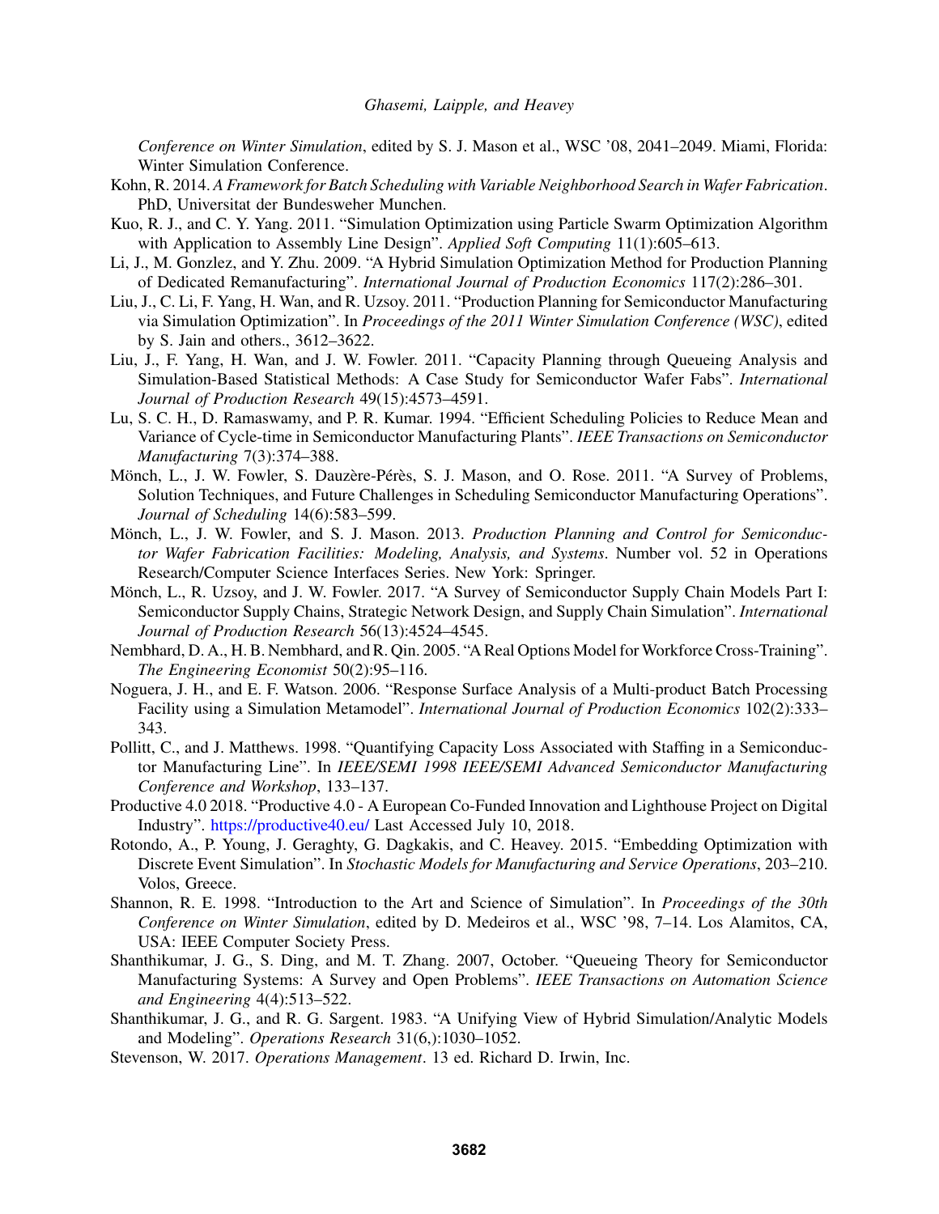*Conference on Winter Simulation*, edited by S. J. Mason et al., WSC '08, 2041–2049. Miami, Florida: Winter Simulation Conference.

Kohn, R. 2014. *A Framework for Batch Scheduling with Variable Neighborhood Search in Wafer Fabrication*. PhD, Universitat der Bundesweher Munchen.

Kuo, R. J., and C. Y. Yang. 2011. "Simulation Optimization using Particle Swarm Optimization Algorithm with Application to Assembly Line Design". *Applied Soft Computing* 11(1):605–613.

Li, J., M. Gonzlez, and Y. Zhu. 2009. "A Hybrid Simulation Optimization Method for Production Planning of Dedicated Remanufacturing". *International Journal of Production Economics* 117(2):286–301.

Liu, J., C. Li, F. Yang, H. Wan, and R. Uzsoy. 2011. "Production Planning for Semiconductor Manufacturing via Simulation Optimization". In *Proceedings of the 2011 Winter Simulation Conference (WSC)*, edited by S. Jain and others., 3612–3622.

Liu, J., F. Yang, H. Wan, and J. W. Fowler. 2011. "Capacity Planning through Queueing Analysis and Simulation-Based Statistical Methods: A Case Study for Semiconductor Wafer Fabs". *International Journal of Production Research* 49(15):4573–4591.

Lu, S. C. H., D. Ramaswamy, and P. R. Kumar. 1994. "Efficient Scheduling Policies to Reduce Mean and Variance of Cycle-time in Semiconductor Manufacturing Plants". *IEEE Transactions on Semiconductor Manufacturing* 7(3):374–388.

Mönch, L., J. W. Fowler, S. Dauzère-Pérès, S. J. Mason, and O. Rose. 2011. "A Survey of Problems, Solution Techniques, and Future Challenges in Scheduling Semiconductor Manufacturing Operations". *Journal of Scheduling* 14(6):583–599.

Mönch, L., J. W. Fowler, and S. J. Mason. 2013. *Production Planning and Control for Semiconductor Wafer Fabrication Facilities: Modeling, Analysis, and Systems*. Number vol. 52 in Operations Research/Computer Science Interfaces Series. New York: Springer.

Mönch, L., R. Uzsoy, and J. W. Fowler. 2017. "A Survey of Semiconductor Supply Chain Models Part I: Semiconductor Supply Chains, Strategic Network Design, and Supply Chain Simulation". *International Journal of Production Research* 56(13):4524–4545.

Nembhard, D. A., H. B. Nembhard, and R. Qin. 2005. "A Real Options Model for Workforce Cross-Training". *The Engineering Economist* 50(2):95–116.

Noguera, J. H., and E. F. Watson. 2006. "Response Surface Analysis of a Multi-product Batch Processing Facility using a Simulation Metamodel". *International Journal of Production Economics* 102(2):333–343.

Pollitt, C., and J. Matthews. 1998. "Quantifying Capacity Loss Associated with Staffing in a Semiconductor Manufacturing Line". In *IEEE/SEMI 1998 IEEE/SEMI Advanced Semiconductor Manufacturing Conference and Workshop*, 133–137.

Productive 4.0 2018. "Productive 4.0 - A European Co-Funded Innovation and Lighthouse Project on Digital Industry". https://productive40.eu/ Last Accessed July 10, 2018.

Rotondo, A., P. Young, J. Geraghty, G. Dagkakis, and C. Heavey. 2015. "Embedding Optimization with Discrete Event Simulation". In *Stochastic Models for Manufacturing and Service Operations*, 203–210. Volos, Greece.

Shannon, R. E. 1998. "Introduction to the Art and Science of Simulation". In *Proceedings of the 30th Conference on Winter Simulation*, edited by D. Medeiros et al., WSC '98, 7–14. Los Alamitos, CA, USA: IEEE Computer Society Press.

Shanthikumar, J. G., S. Ding, and M. T. Zhang. 2007, October. "Queueing Theory for Semiconductor Manufacturing Systems: A Survey and Open Problems". *IEEE Transactions on Automation Science and Engineering* 4(4):513–522.

Shanthikumar, J. G., and R. G. Sargent. 1983. "A Unifying View of Hybrid Simulation/Analytic Models and Modeling". *Operations Research* 31(6,):1030–1052.

Stevenson, W. 2017. *Operations Management*. 13 ed. Richard D. Irwin, Inc.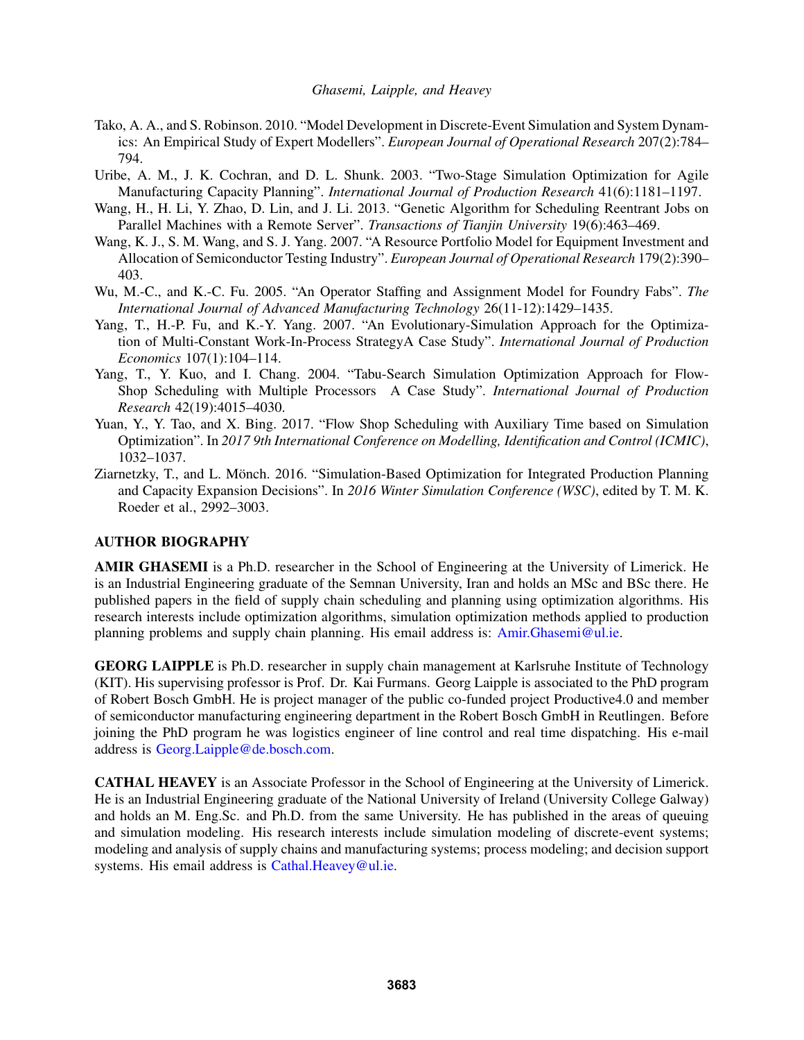Tako, A. A., and S. Robinson. 2010. "Model Development in Discrete-Event Simulation and System Dynamics: An Empirical Study of Expert Modellers". *European Journal of Operational Research* 207(2):784–794.

Uribe, A. M., J. K. Cochran, and D. L. Shunk. 2003. "Two-Stage Simulation Optimization for Agile Manufacturing Capacity Planning". *International Journal of Production Research* 41(6):1181–1197.

Wang, H., H. Li, Y. Zhao, D. Lin, and J. Li. 2013. "Genetic Algorithm for Scheduling Reentrant Jobs on Parallel Machines with a Remote Server". *Transactions of Tianjin University* 19(6):463–469.

Wang, K. J., S. M. Wang, and S. J. Yang. 2007. "A Resource Portfolio Model for Equipment Investment and Allocation of Semiconductor Testing Industry". *European Journal of Operational Research* 179(2):390–403.

Wu, M.-C., and K.-C. Fu. 2005. "An Operator Staffing and Assignment Model for Foundry Fabs". *The International Journal of Advanced Manufacturing Technology* 26(11-12):1429–1435.

Yang, T., H.-P. Fu, and K.-Y. Yang. 2007. "An Evolutionary-Simulation Approach for the Optimization of Multi-Constant Work-In-Process StrategyA Case Study". *International Journal of Production Economics* 107(1):104–114.

Yang, T., Y. Kuo, and I. Chang. 2004. "Tabu-Search Simulation Optimization Approach for Flow-Shop Scheduling with Multiple Processors A Case Study". *International Journal of Production Research* 42(19):4015–4030.

Yuan, Y., Y. Tao, and X. Bing. 2017. "Flow Shop Scheduling with Auxiliary Time based on Simulation Optimization". In *2017 9th International Conference on Modelling, Identification and Control (ICMIC)*, 1032–1037.

Ziarnetzky, T., and L. Mönch. 2016. "Simulation-Based Optimization for Integrated Production Planning and Capacity Expansion Decisions". In *2016 Winter Simulation Conference (WSC)*, edited by T. M. K. Roeder et al., 2992–3003.

## AUTHOR BIOGRAPHY

**AMIR GHASEMI** is a Ph.D. researcher in the School of Engineering at the University of Limerick. He is an Industrial Engineering graduate of the Semnan University, Iran and holds an MSc and BSc there. He published papers in the field of supply chain scheduling and planning using optimization algorithms. His research interests include optimization algorithms, simulation optimization methods applied to production planning problems and supply chain planning. His email address is: Amir.Ghasemi@ul.ie.

**GEORG LAIPPLE** is Ph.D. researcher in supply chain management at Karlsruhe Institute of Technology (KIT). His supervising professor is Prof. Dr. Kai Furmans. Georg Laipple is associated to the PhD program of Robert Bosch GmbH. He is project manager of the public co-funded project Productive4.0 and member of semiconductor manufacturing engineering department in the Robert Bosch GmbH in Reutlingen. Before joining the PhD program he was logistics engineer of line control and real time dispatching. His e-mail address is Georg.Laipple@de.bosch.com.

**CATHAL HEAVEY** is an Associate Professor in the School of Engineering at the University of Limerick. He is an Industrial Engineering graduate of the National University of Ireland (University College Galway) and holds an M. Eng.Sc. and Ph.D. from the same University. He has published in the areas of queuing and simulation modeling. His research interests include simulation modeling of discrete-event systems; modeling and analysis of supply chains and manufacturing systems; process modeling; and decision support systems. His email address is Cathal.Heavey@ul.ie.